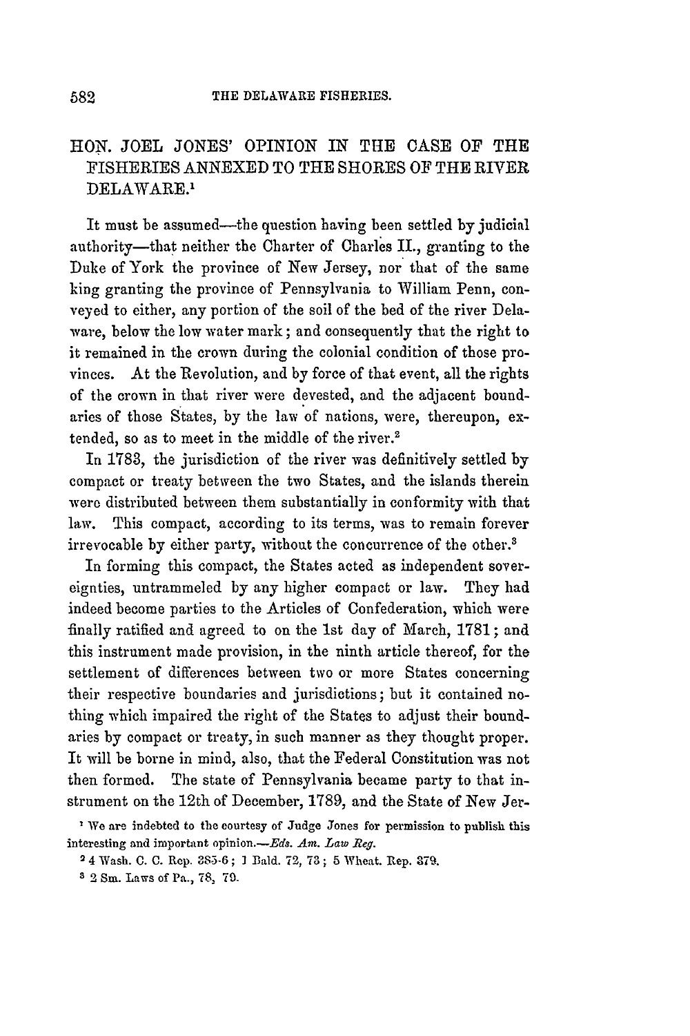# HON. JOEL JONES' OPINION IN THE CASE OF THE FISHERIES ANNEXED TO THE SHORES OF THE RIVER DELAWARE.[1]

It must be assumed—the question having been settled by judicial authority—that neither the Charter of Charles II., granting to the Duke of York the province of New Jersey, nor that of the same king granting the province of Pennsylvania to William Penn, conveyed to either, any portion of the soil of the bed of the river Delaware, below the low water mark; and consequently that the right to it remained in the crown during the colonial condition of those provinces. At the Revolution, and by force of that event, all the rights of the crown in that river were devested, and the adjacent boundaries of those States, by the law of nations, were, thereupon, extended, so as to meet in the middle of the river.[2]

In 1783, the jurisdiction of the river was definitively settled by compact or treaty between the two States, and the islands therein were distributed between them substantially in conformity with that law. This compact, according to its terms, was to remain forever irrevocable by either party, without the concurrence of the other.[3]

In forming this compact, the States acted as independent sovereignties, untrammeled by any higher compact or law. They had indeed become parties to the Articles of Confederation, which were finally ratified and agreed to on the 1st day of March, 1781; and this instrument made provision, in the ninth article thereof, for the settlement of differences between two or more States concerning their respective boundaries and jurisdictions; but it contained nothing which impaired the right of the States to adjust their boundaries by compact or treaty, in such manner as they thought proper. It will be borne in mind, also, that the Federal Constitution was not then formed. The state of Pennsylvania became party to that instrument on the 12th of December, 1789, and the State of New Jer-

[1] We are indebted to the courtesy of Judge Jones for permission to publish this interesting and important opinion.—*Eds. Am. Law Reg.*

[2] 4 Wash. C. C. Rep. 385-6; 1 Bald. 72, 73; 5 Wheat. Rep. 379.

[3] 2 Sm. Laws of Pa., 78, 79.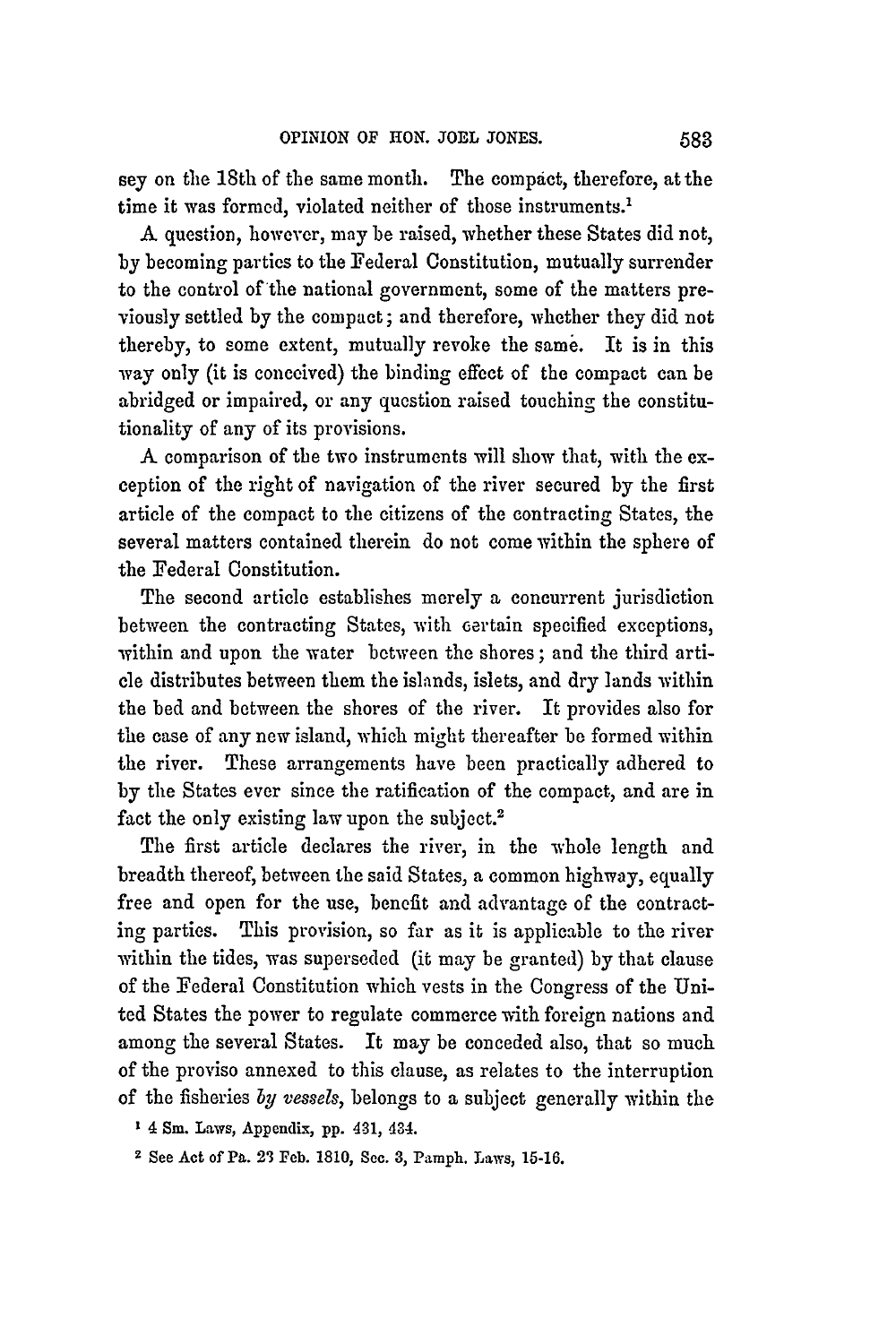sey on the 18th of the same month. The compact, therefore, at the time it was formed, violated neither of those instruments.[1]

A question, however, may be raised, whether these States did not, by becoming parties to the Federal Constitution, mutually surrender to the control of the national government, some of the matters previously settled by the compact; and therefore, whether they did not thereby, to some extent, mutually revoke the same. It is in this way only (it is conceived) the binding effect of the compact can be abridged or impaired, or any question raised touching the constitutionality of any of its provisions.

A comparison of the two instruments will show that, with the exception of the right of navigation of the river secured by the first article of the compact to the citizens of the contracting States, the several matters contained therein do not come within the sphere of the Federal Constitution.

The second article establishes merely a concurrent jurisdiction between the contracting States, with certain specified exceptions, within and upon the water between the shores; and the third article distributes between them the islands, islets, and dry lands within the bed and between the shores of the river. It provides also for the case of any new island, which might thereafter be formed within the river. These arrangements have been practically adhered to by the States ever since the ratification of the compact, and are in fact the only existing law upon the subject.[2]

The first article declares the river, in the whole length and breadth thereof, between the said States, a common highway, equally free and open for the use, benefit and advantage of the contracting parties. This provision, so far as it is applicable to the river within the tides, was superseded (it may be granted) by that clause of the Federal Constitution which vests in the Congress of the United States the power to regulate commerce with foreign nations and among the several States. It may be conceded also, that so much of the proviso annexed to this clause, as relates to the interruption of the fisheries *by vessels*, belongs to a subject generally within the

[1] 4 Sm. Laws, Appendix, pp. 431, 434.

[2] See Act of Pa. 23 Feb. 1810, Sec. 3, Pamph. Laws, 15-16.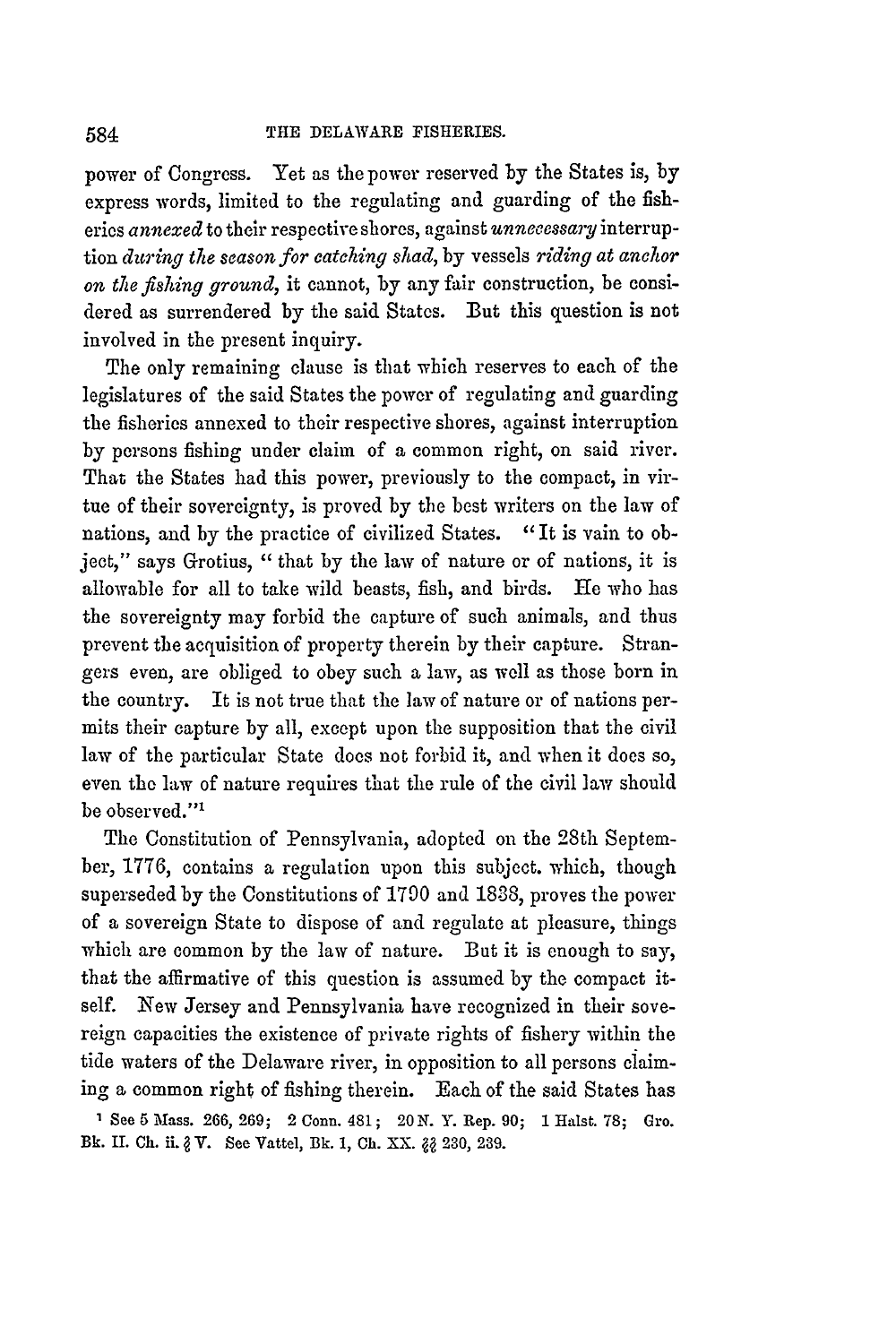power of Congress. Yet as the power reserved by the States is, by express words, limited to the regulating and guarding of the fisheries *annexed* to their respective shores, against *unnecessary* interruption *during the season for catching shad*, by vessels *riding at anchor on the fishing ground*, it cannot, by any fair construction, be considered as surrendered by the said States. But this question is not involved in the present inquiry.

The only remaining clause is that which reserves to each of the legislatures of the said States the power of regulating and guarding the fisheries annexed to their respective shores, against interruption by persons fishing under claim of a common right, on said river. That the States had this power, previously to the compact, in virtue of their sovereignty, is proved by the best writers on the law of nations, and by the practice of civilized States. "It is vain to object," says Grotius, "that by the law of nature or of nations, it is allowable for all to take wild beasts, fish, and birds. He who has the sovereignty may forbid the capture of such animals, and thus prevent the acquisition of property therein by their capture. Strangers even, are obliged to obey such a law, as well as those born in the country. It is not true that the law of nature or of nations permits their capture by all, except upon the supposition that the civil law of the particular State does not forbid it, and when it does so, even the law of nature requires that the rule of the civil law should be observed."[1]

The Constitution of Pennsylvania, adopted on the 28th September, 1776, contains a regulation upon this subject. which, though superseded by the Constitutions of 1790 and 1838, proves the power of a sovereign State to dispose of and regulate at pleasure, things which are common by the law of nature. But it is enough to say, that the affirmative of this question is assumed by the compact itself. New Jersey and Pennsylvania have recognized in their sovereign capacities the existence of private rights of fishery within the tide waters of the Delaware river, in opposition to all persons claiming a common right of fishing therein. Each of the said States has

[1] See 5 Mass. 266, 269; 2 Conn. 481; 20 N. Y. Rep. 90; 1 Halst. 78; Gro. Bk. II. Ch. ii. § V. See Vattel, Bk. 1, Ch. XX. §§ 230, 239.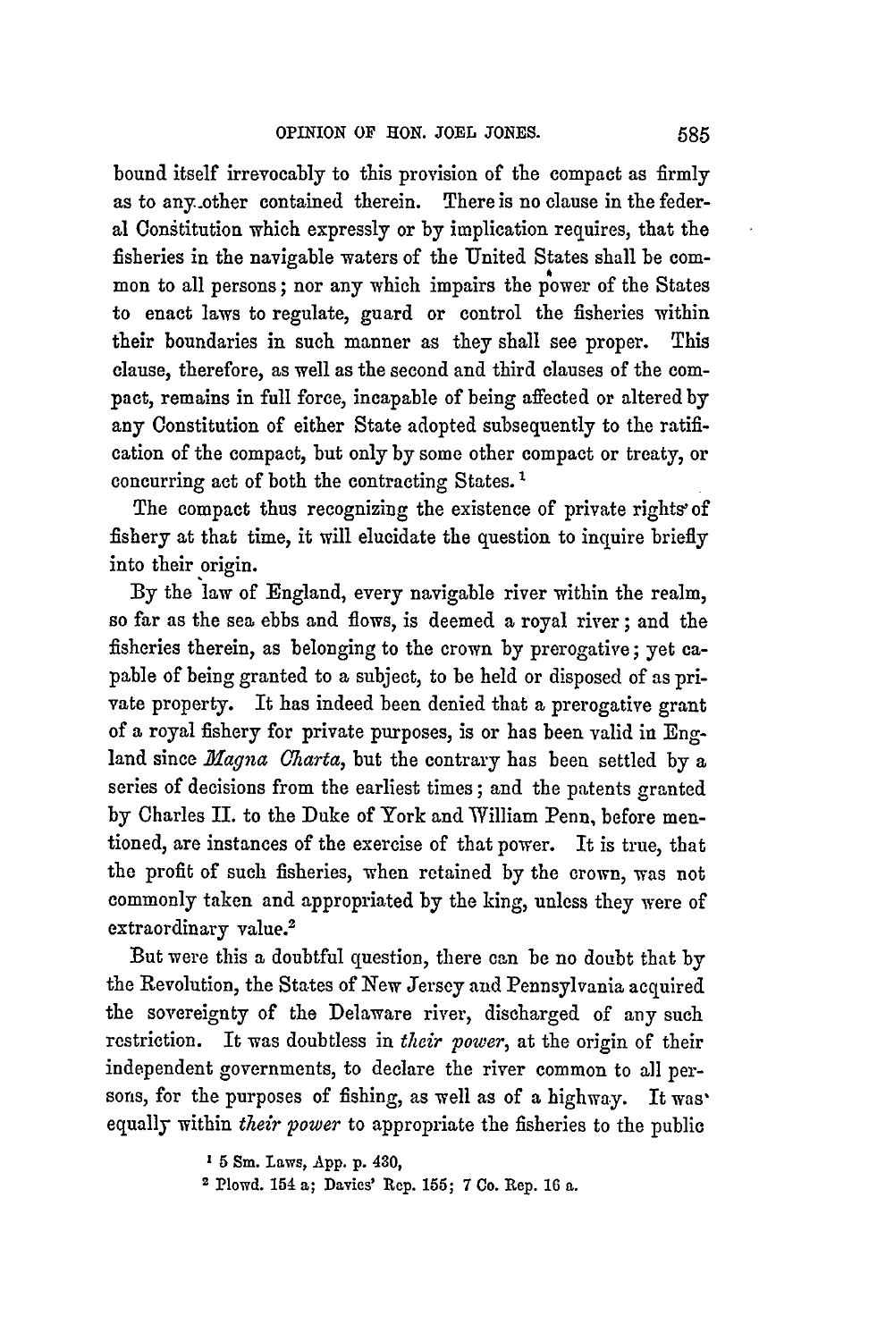bound itself irrevocably to this provision of the compact as firmly as to any other contained therein. There is no clause in the federal Constitution which expressly or by implication requires, that the fisheries in the navigable waters of the United States shall be common to all persons; nor any which impairs the power of the States to enact laws to regulate, guard or control the fisheries within their boundaries in such manner as they shall see proper. This clause, therefore, as well as the second and third clauses of the compact, remains in full force, incapable of being affected or altered by any Constitution of either State adopted subsequently to the ratification of the compact, but only by some other compact or treaty, or concurring act of both the contracting States.[1]

The compact thus recognizing the existence of private rights of fishery at that time, it will elucidate the question to inquire briefly into their origin.

By the law of England, every navigable river within the realm, so far as the sea ebbs and flows, is deemed a royal river; and the fisheries therein, as belonging to the crown by prerogative; yet capable of being granted to a subject, to be held or disposed of as private property. It has indeed been denied that a prerogative grant of a royal fishery for private purposes, is or has been valid in England since *Magna Charta*, but the contrary has been settled by a series of decisions from the earliest times; and the patents granted by Charles II. to the Duke of York and William Penn, before mentioned, are instances of the exercise of that power. It is true, that the profit of such fisheries, when retained by the crown, was not commonly taken and appropriated by the king, unless they were of extraordinary value.[2]

But were this a doubtful question, there can be no doubt that by the Revolution, the States of New Jersey and Pennsylvania acquired the sovereignty of the Delaware river, discharged of any such restriction. It was doubtless in *their power*, at the origin of their independent governments, to declare the river common to all persons, for the purposes of fishing, as well as of a highway. It was equally within *their power* to appropriate the fisheries to the public

[1] 5 Sm. Laws, App. p. 430,

[2] Plowd. 154 a; Davies' Rep. 155; 7 Co. Rep. 16 a.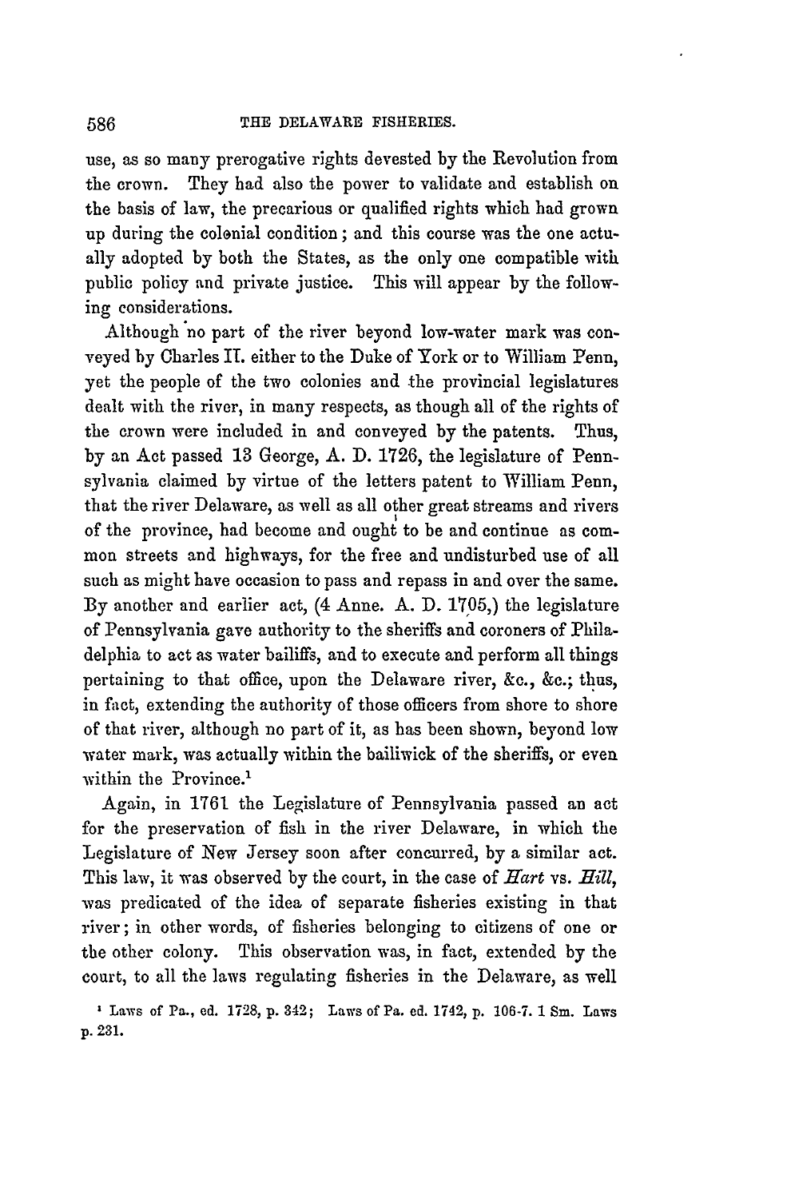use, as so many prerogative rights devested by the Revolution from the crown. They had also the power to validate and establish on the basis of law, the precarious or qualified rights which had grown up during the colonial condition; and this course was the one actually adopted by both the States, as the only one compatible with public policy and private justice. This will appear by the following considerations.

Although no part of the river beyond low-water mark was conveyed by Charles II. either to the Duke of York or to William Penn, yet the people of the two colonies and the provincial legislatures dealt with the river, in many respects, as though all of the rights of the crown were included in and conveyed by the patents. Thus, by an Act passed 13 George, A. D. 1726, the legislature of Pennsylvania claimed by virtue of the letters patent to William Penn, that the river Delaware, as well as all other great streams and rivers of the province, had become and ought to be and continue as common streets and highways, for the free and undisturbed use of all such as might have occasion to pass and repass in and over the same. By another and earlier act, (4 Anne. A. D. 1705,) the legislature of Pennsylvania gave authority to the sheriffs and coroners of Philadelphia to act as water bailiffs, and to execute and perform all things pertaining to that office, upon the Delaware river, &c., &c.; thus, in fact, extending the authority of those officers from shore to shore of that river, although no part of it, as has been shown, beyond low water mark, was actually within the bailiwick of the sheriffs, or even within the Province.[1]

Again, in 1761 the Legislature of Pennsylvania passed an act for the preservation of fish in the river Delaware, in which the Legislature of New Jersey soon after concurred, by a similar act. This law, it was observed by the court, in the case of *Hart* vs. *Hill*, was predicated of the idea of separate fisheries existing in that river; in other words, of fisheries belonging to citizens of one or the other colony. This observation was, in fact, extended by the court, to all the laws regulating fisheries in the Delaware, as well

[1] Laws of Pa., ed. 1728, p. 342; Laws of Pa. ed. 1742, p. 106-7. 1 Sm. Laws p. 231.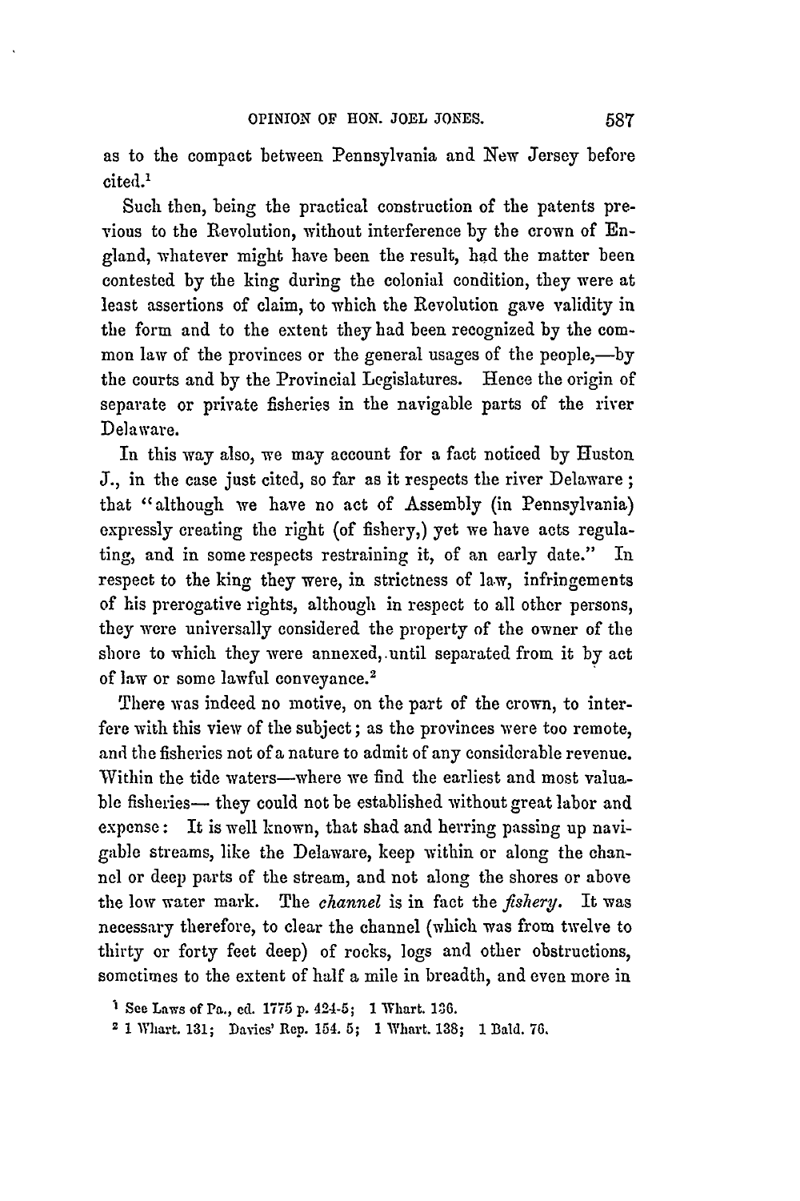as to the compact between Pennsylvania and New Jersey before cited.[1]

Such then, being the practical construction of the patents previous to the Revolution, without interference by the crown of England, whatever might have been the result, had the matter been contested by the king during the colonial condition, they were at least assertions of claim, to which the Revolution gave validity in the form and to the extent they had been recognized by the common law of the provinces or the general usages of the people,—by the courts and by the Provincial Legislatures. Hence the origin of separate or private fisheries in the navigable parts of the river Delaware.

In this way also, we may account for a fact noticed by Huston J., in the case just cited, so far as it respects the river Delaware; that "although we have no act of Assembly (in Pennsylvania) expressly creating the right (of fishery,) yet we have acts regulating, and in some respects restraining it, of an early date." In respect to the king they were, in strictness of law, infringements of his prerogative rights, although in respect to all other persons, they were universally considered the property of the owner of the shore to which they were annexed, until separated from it by act of law or some lawful conveyance.[2]

There was indeed no motive, on the part of the crown, to interfere with this view of the subject; as the provinces were too remote, and the fisheries not of a nature to admit of any considerable revenue. Within the tide waters—where we find the earliest and most valuable fisheries— they could not be established without great labor and expense: It is well known, that shad and herring passing up navigable streams, like the Delaware, keep within or along the channel or deep parts of the stream, and not along the shores or above the low water mark. The *channel* is in fact the *fishery*. It was necessary therefore, to clear the channel (which was from twelve to thirty or forty feet deep) of rocks, logs and other obstructions, sometimes to the extent of half a mile in breadth, and even more in

[1] See Laws of Pa., ed. 1775 p. 424-5; 1 Whart. 136.

[2] 1 Whart. 131; Davies' Rep. 154. 5; 1 Whart. 138; 1 Bald. 76.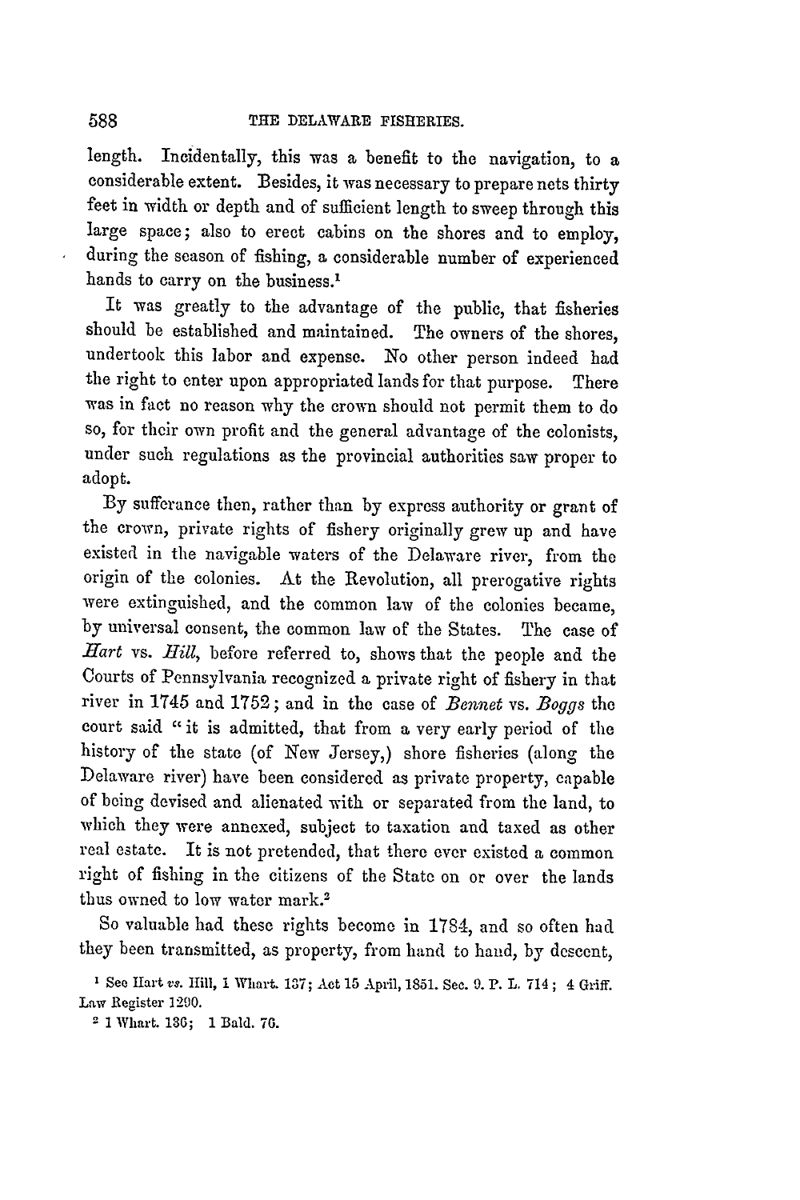length. Incidentally, this was a benefit to the navigation, to a considerable extent. Besides, it was necessary to prepare nets thirty feet in width or depth and of sufficient length to sweep through this large space; also to erect cabins on the shores and to employ, during the season of fishing, a considerable number of experienced hands to carry on the business.[1]

It was greatly to the advantage of the public, that fisheries should be established and maintained. The owners of the shores, undertook this labor and expense. No other person indeed had the right to enter upon appropriated lands for that purpose. There was in fact no reason why the crown should not permit them to do so, for their own profit and the general advantage of the colonists, under such regulations as the provincial authorities saw proper to adopt.

By sufferance then, rather than by express authority or grant of the crown, private rights of fishery originally grew up and have existed in the navigable waters of the Delaware river, from the origin of the colonies. At the Revolution, all prerogative rights were extinguished, and the common law of the colonies became, by universal consent, the common law of the States. The case of *Hart* vs. *Hill*, before referred to, shows that the people and the Courts of Pennsylvania recognized a private right of fishery in that river in 1745 and 1752; and in the case of *Bennet* vs. *Boggs* the court said "it is admitted, that from a very early period of the history of the state (of New Jersey,) shore fisheries (along the Delaware river) have been considered as private property, capable of being devised and alienated with or separated from the land, to which they were annexed, subject to taxation and taxed as other real estate. It is not pretended, that there ever existed a common right of fishing in the citizens of the State on or over the lands thus owned to low water mark.[2]

So valuable had these rights become in 1784, and so often had they been transmitted, as property, from hand to hand, by descent,

[1] See Hart *vs.* Hill, 1 Whart. 137; Act 15 April, 1851. Sec. 9. P. L. 714; 4 Griff. Law Register 1290.

[2] 1 Whart. 136; 1 Bald. 76.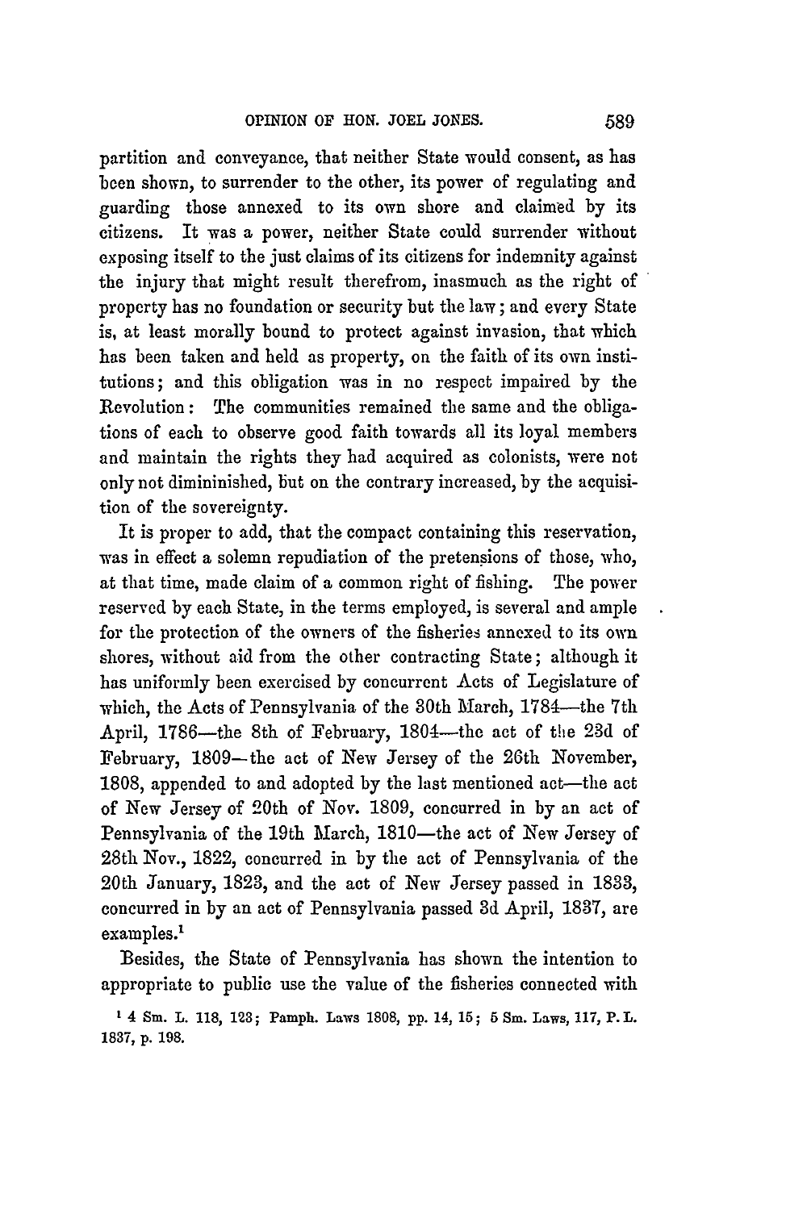partition and conveyance, that neither State would consent, as has been shown, to surrender to the other, its power of regulating and guarding those annexed to its own shore and claimed by its citizens. It was a power, neither State could surrender without exposing itself to the just claims of its citizens for indemnity against the injury that might result therefrom, inasmuch as the right of property has no foundation or security but the law; and every State is, at least morally bound to protect against invasion, that which has been taken and held as property, on the faith of its own institutions; and this obligation was in no respect impaired by the Revolution: The communities remained the same and the obligations of each to observe good faith towards all its loyal members and maintain the rights they had acquired as colonists, were not only not dimininished, but on the contrary increased, by the acquisition of the sovereignty.

It is proper to add, that the compact containing this reservation, was in effect a solemn repudiation of the pretensions of those, who, at that time, made claim of a common right of fishing. The power reserved by each State, in the terms employed, is several and ample for the protection of the owners of the fisheries annexed to its own shores, without aid from the other contracting State; although it has uniformly been exercised by concurrent Acts of Legislature of which, the Acts of Pennsylvania of the 30th March, 1784—the 7th April, 1786—the 8th of February, 1804—the act of the 23d of February, 1809—the act of New Jersey of the 26th November, 1808, appended to and adopted by the last mentioned act—the act of New Jersey of 20th of Nov. 1809, concurred in by an act of Pennsylvania of the 19th March, 1810—the act of New Jersey of 28th Nov., 1822, concurred in by the act of Pennsylvania of the 20th January, 1823, and the act of New Jersey passed in 1833, concurred in by an act of Pennsylvania passed 3d April, 1837, are examples.[1]

Besides, the State of Pennsylvania has shown the intention to appropriate to public use the value of the fisheries connected with

[1] 4 Sm. L. 118, 123; Pamph. Laws 1808, pp. 14, 15; 5 Sm. Laws, 117, P. L. 1837, p. 198.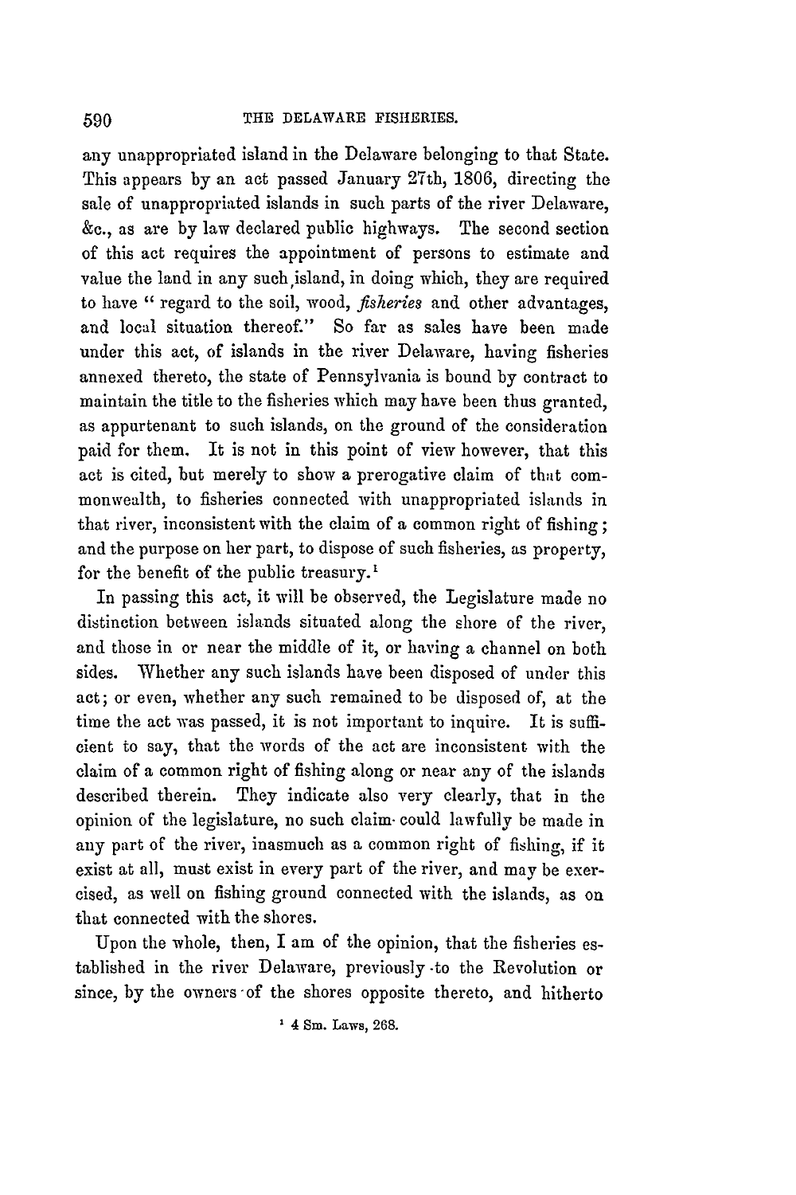any unappropriated island in the Delaware belonging to that State. This appears by an act passed January 27th, 1806, directing the sale of unappropriated islands in such parts of the river Delaware, &c., as are by law declared public highways. The second section of this act requires the appointment of persons to estimate and value the land in any such island, in doing which, they are required to have " regard to the soil, wood, *fisheries* and other advantages, and local situation thereof." So far as sales have been made under this act, of islands in the river Delaware, having fisheries annexed thereto, the state of Pennsylvania is bound by contract to maintain the title to the fisheries which may have been thus granted, as appurtenant to such islands, on the ground of the consideration paid for them. It is not in this point of view however, that this act is cited, but merely to show a prerogative claim of that commonwealth, to fisheries connected with unappropriated islands in that river, inconsistent with the claim of a common right of fishing; and the purpose on her part, to dispose of such fisheries, as property, for the benefit of the public treasury.[1]

In passing this act, it will be observed, the Legislature made no distinction between islands situated along the shore of the river, and those in or near the middle of it, or having a channel on both sides. Whether any such islands have been disposed of under this act; or even, whether any such remained to be disposed of, at the time the act was passed, it is not important to inquire. It is sufficient to say, that the words of the act are inconsistent with the claim of a common right of fishing along or near any of the islands described therein. They indicate also very clearly, that in the opinion of the legislature, no such claim could lawfully be made in any part of the river, inasmuch as a common right of fishing, if it exist at all, must exist in every part of the river, and may be exercised, as well on fishing ground connected with the islands, as on that connected with the shores.

Upon the whole, then, I am of the opinion, that the fisheries established in the river Delaware, previously to the Revolution or since, by the owners of the shores opposite thereto, and hitherto

[1] 4 Sm. Laws, 268.